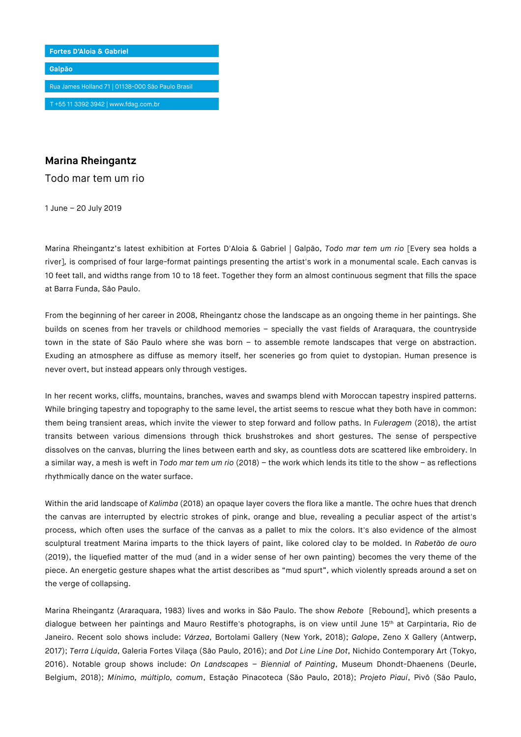Fortes D'Aloia & Gabriel

Galpão

Rua James Holland 71 | 01138-000 São Paulo Brasil

T +55 11 3392 3942 | www.fdag.com.br

**Marina Rheingantz**

Todo mar tem um rio

1 June – 20 July 2019

Marina Rheingantz's latest exhibition at Fortes D'Aloia & Gabriel | Galpão, *Todo mar tem um rio* [Every sea holds a river], is comprised of four large-format paintings presenting the artist's work in a monumental scale. Each canvas is 10 feet tall, and widths range from 10 to 18 feet. Together they form an almost continuous segment that fills the space at Barra Funda, São Paulo.

From the beginning of her career in 2008, Rheingantz chose the landscape as an ongoing theme in her paintings. She builds on scenes from her travels or childhood memories – specially the vast fields of Araraquara, the countryside town in the state of São Paulo where she was born – to assemble remote landscapes that verge on abstraction. Exuding an atmosphere as diffuse as memory itself, her sceneries go from quiet to dystopian. Human presence is never overt, but instead appears only through vestiges.

In her recent works, cliffs, mountains, branches, waves and swamps blend with Moroccan tapestry inspired patterns. While bringing tapestry and topography to the same level, the artist seems to rescue what they both have in common: them being transient areas, which invite the viewer to step forward and follow paths. In *Fuleragem* (2018), the artist transits between various dimensions through thick brushstrokes and short gestures. The sense of perspective dissolves on the canvas, blurring the lines between earth and sky, as countless dots are scattered like embroidery. In a similar way, a mesh is weft in *Todo mar tem um rio* (2018) – the work which lends its title to the show – as reflections rhythmically dance on the water surface.

Within the arid landscape of *Kalimba* (2018) an opaque layer covers the flora like a mantle. The ochre hues that drench the canvas are interrupted by electric strokes of pink, orange and blue, revealing a peculiar aspect of the artist's process, which often uses the surface of the canvas as a pallet to mix the colors. It's also evidence of the almost sculptural treatment Marina imparts to the thick layers of paint, like colored clay to be molded. In *Rabetão de ouro* (2019), the liquefied matter of the mud (and in a wider sense of her own painting) becomes the very theme of the piece. An energetic gesture shapes what the artist describes as "mud spurt", which violently spreads around a set on the verge of collapsing.

Marina Rheingantz (Araraquara, 1983) lives and works in São Paulo. The show *Rebote* [Rebound], which presents a dialogue between her paintings and Mauro Restiffe's photographs, is on view until June 15th at Carpintaria, Rio de Janeiro. Recent solo shows include: *Várzea*, Bortolami Gallery (New York, 2018); *Galope*, Zeno X Gallery (Antwerp, 2017); *Terra Líquida*, Galeria Fortes Vilaça (São Paulo, 2016); and *Dot Line Line Dot*, Nichido Contemporary Art (Tokyo, 2016). Notable group shows include: *On Landscapes – Biennial of Painting*, Museum Dhondt-Dhaenens (Deurle, Belgium, 2018); *Mínimo, múltiplo, comum*, Estação Pinacoteca (São Paulo, 2018); *Projeto Piauí*, Pivô (São Paulo,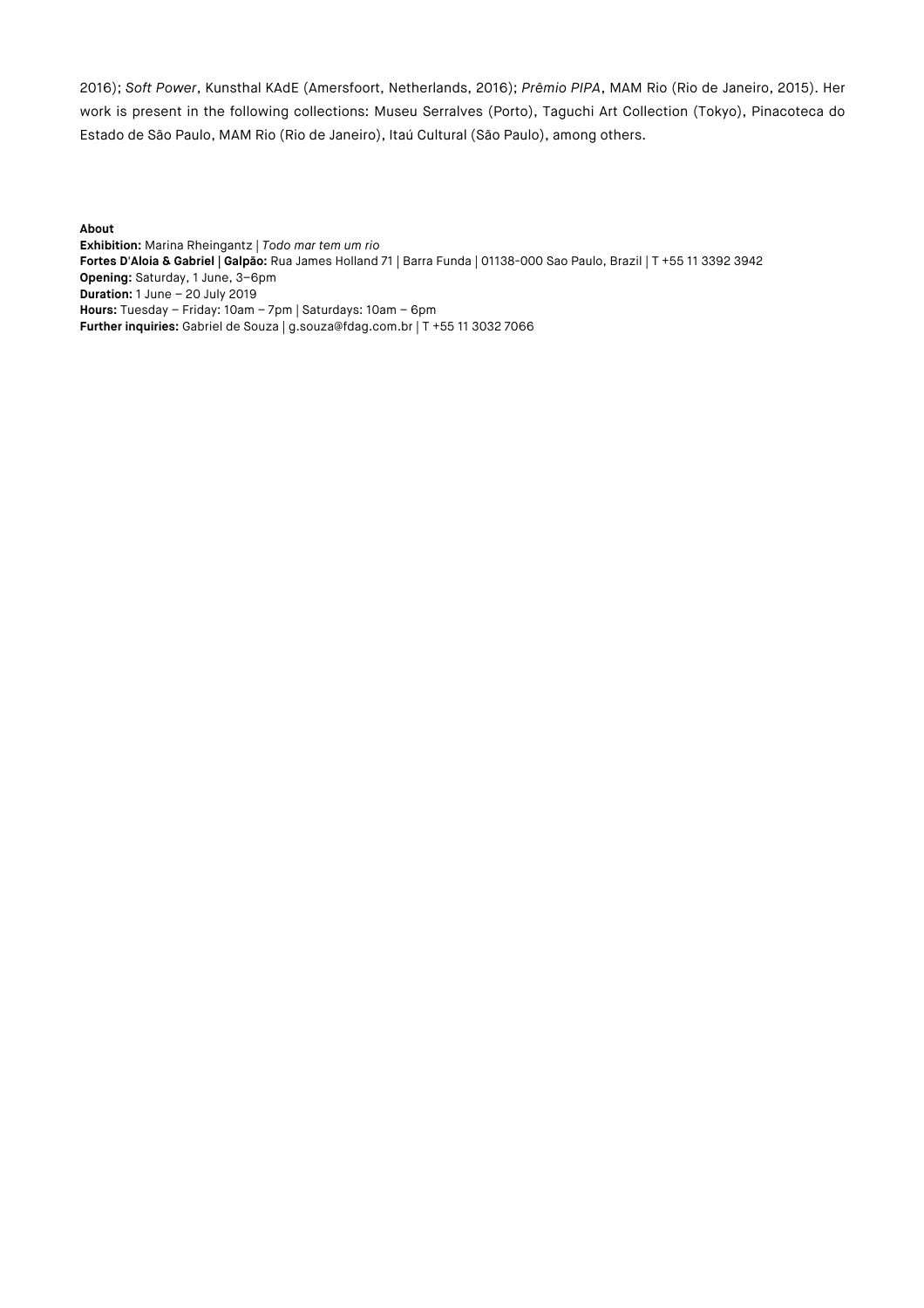2016); *Soft Power*, Kunsthal KAdE (Amersfoort, Netherlands, 2016); *Prêmio PIPA*, MAM Rio (Rio de Janeiro, 2015). Her work is present in the following collections: Museu Serralves (Porto), Taguchi Art Collection (Tokyo), Pinacoteca do Estado de São Paulo, MAM Rio (Rio de Janeiro), Itaú Cultural (São Paulo), among others.

**About**
**Exhibition:** Marina Rheingantz | *Todo mar tem um rio*
**Fortes D'Aloia & Gabriel | Galpão:** Rua James Holland 71 | Barra Funda | 01138-000 Sao Paulo, Brazil | T +55 11 3392 3942
**Opening:** Saturday, 1 June, 3–6pm
**Duration:** 1 June – 20 July 2019
**Hours:** Tuesday – Friday: 10am – 7pm | Saturdays: 10am – 6pm
**Further inquiries:** Gabriel de Souza | g.souza@fdag.com.br | T +55 11 3032 7066